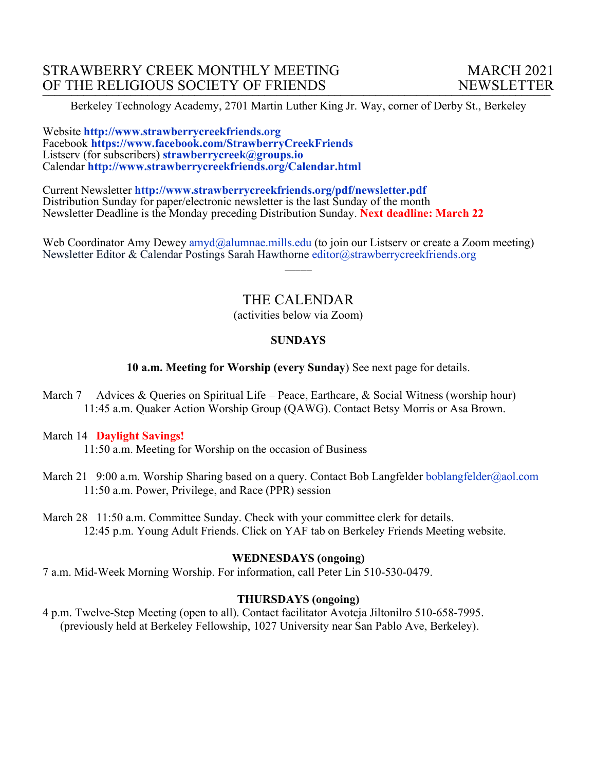# STRAWBERRY CREEK MONTHLY MEETING OF THE RELIGIOUS SOCIETY OF FRIENDS

**MARCH 2021 NEWSLETTER**

Berkeley Technology Academy, 2701 Martin Luther King Jr. Way, corner of Derby St., Berkeley

Website **http://www.strawberrycreekfriends.org**
Facebook **https://www.facebook.com/StrawberryCreekFriends**
Listserv (for subscribers) **strawberrycreek@groups.io**
Calendar **http://www.strawberrycreekfriends.org/Calendar.html**

Current Newsletter **http://www.strawberrycreekfriends.org/pdf/newsletter.pdf**
Distribution Sunday for paper/electronic newsletter is the last Sunday of the month
Newsletter Deadline is the Monday preceding Distribution Sunday. **Next deadline: March 22**

Web Coordinator Amy Dewey amyd@alumnae.mills.edu (to join our Listserv or create a Zoom meeting)
Newsletter Editor & Calendar Postings Sarah Hawthorne editor@strawberrycreekfriends.org

———

## THE CALENDAR

(activities below via Zoom)

### SUNDAYS

**10 a.m. Meeting for Worship (every Sunday**) See next page for details.

March 7 Advices & Queries on Spiritual Life – Peace, Earthcare, & Social Witness (worship hour)
11:45 a.m. Quaker Action Worship Group (QAWG). Contact Betsy Morris or Asa Brown.

March 14 **Daylight Savings!**
11:50 a.m. Meeting for Worship on the occasion of Business

March 21 9:00 a.m. Worship Sharing based on a query. Contact Bob Langfelder boblangfelder@aol.com
11:50 a.m. Power, Privilege, and Race (PPR) session

March 28 11:50 a.m. Committee Sunday. Check with your committee clerk for details.
12:45 p.m. Young Adult Friends. Click on YAF tab on Berkeley Friends Meeting website.

### WEDNESDAYS (ongoing)

7 a.m. Mid-Week Morning Worship. For information, call Peter Lin 510-530-0479.

### THURSDAYS (ongoing)

4 p.m. Twelve-Step Meeting (open to all). Contact facilitator Avotcja Jiltonilro 510-658-7995.
(previously held at Berkeley Fellowship, 1027 University near San Pablo Ave, Berkeley).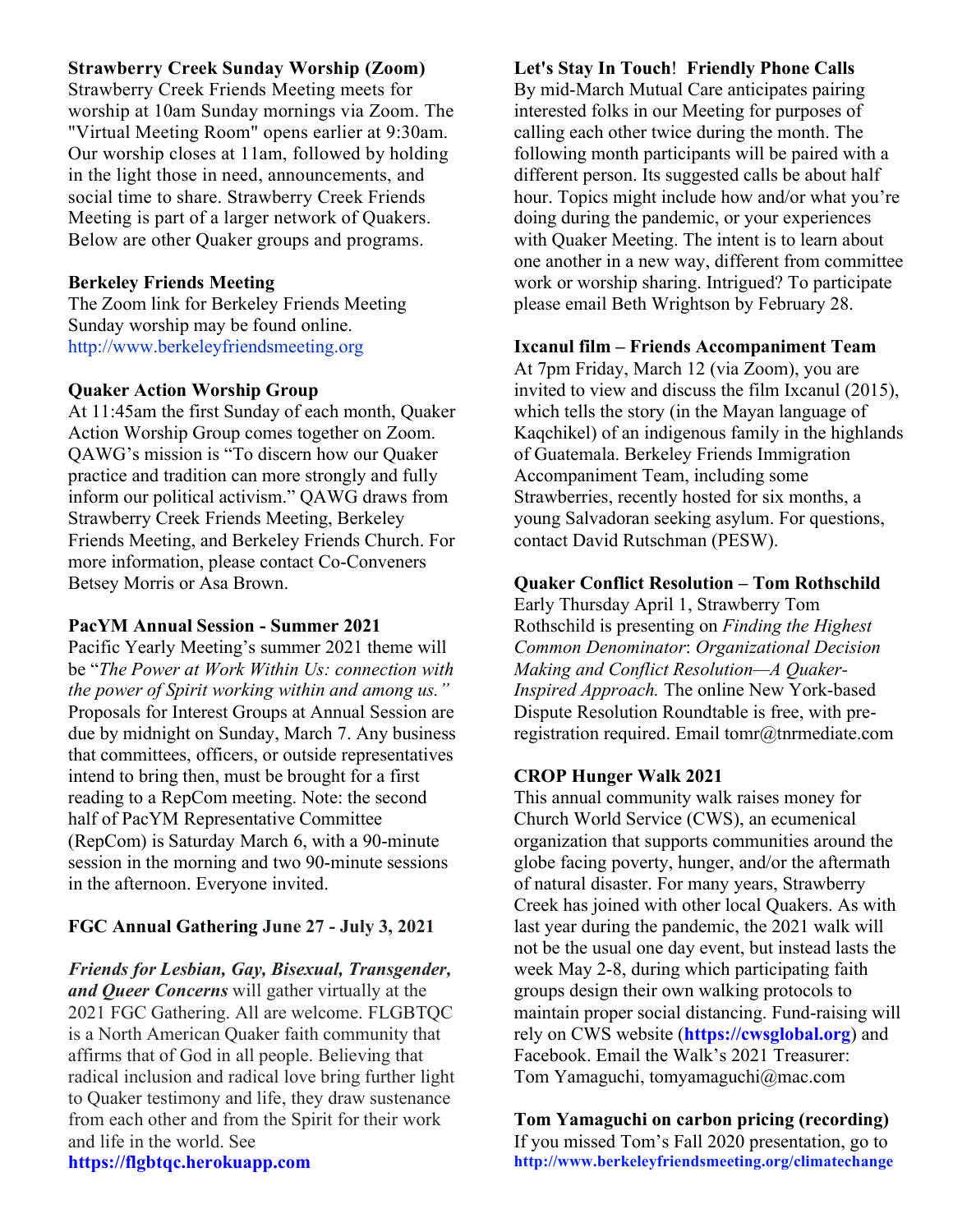**Strawberry Creek Sunday Worship (Zoom)**
Strawberry Creek Friends Meeting meets for worship at 10am Sunday mornings via Zoom. The "Virtual Meeting Room" opens earlier at 9:30am. Our worship closes at 11am, followed by holding in the light those in need, announcements, and social time to share. Strawberry Creek Friends Meeting is part of a larger network of Quakers. Below are other Quaker groups and programs.

**Berkeley Friends Meeting**
The Zoom link for Berkeley Friends Meeting Sunday worship may be found online. http://www.berkeleyfriendsmeeting.org

**Quaker Action Worship Group**
At 11:45am the first Sunday of each month, Quaker Action Worship Group comes together on Zoom. QAWG's mission is "To discern how our Quaker practice and tradition can more strongly and fully inform our political activism." QAWG draws from Strawberry Creek Friends Meeting, Berkeley Friends Meeting, and Berkeley Friends Church. For more information, please contact Co-Conveners Betsey Morris or Asa Brown.

**PacYM Annual Session - Summer 2021**
Pacific Yearly Meeting's summer 2021 theme will be "*The Power at Work Within Us: connection with the power of Spirit working within and among us."* Proposals for Interest Groups at Annual Session are due by midnight on Sunday, March 7. Any business that committees, officers, or outside representatives intend to bring then, must be brought for a first reading to a RepCom meeting. Note: the second half of PacYM Representative Committee (RepCom) is Saturday March 6, with a 90-minute session in the morning and two 90-minute sessions in the afternoon. Everyone invited.

**FGC Annual Gathering June 27 - July 3, 2021**

***Friends for Lesbian, Gay, Bisexual, Transgender, and Queer Concerns*** will gather virtually at the 2021 FGC Gathering. All are welcome. FLGBTQC is a North American Quaker faith community that affirms that of God in all people. Believing that radical inclusion and radical love bring further light to Quaker testimony and life, they draw sustenance from each other and from the Spirit for their work and life in the world. See **https://flgbtqc.herokuapp.com**

**Let's Stay In Touch! Friendly Phone Calls**
By mid-March Mutual Care anticipates pairing interested folks in our Meeting for purposes of calling each other twice during the month. The following month participants will be paired with a different person. Its suggested calls be about half hour. Topics might include how and/or what you're doing during the pandemic, or your experiences with Quaker Meeting. The intent is to learn about one another in a new way, different from committee work or worship sharing. Intrigued? To participate please email Beth Wrightson by February 28.

**Ixcanul film – Friends Accompaniment Team**
At 7pm Friday, March 12 (via Zoom), you are invited to view and discuss the film Ixcanul (2015), which tells the story (in the Mayan language of Kaqchikel) of an indigenous family in the highlands of Guatemala. Berkeley Friends Immigration Accompaniment Team, including some Strawberries, recently hosted for six months, a young Salvadoran seeking asylum. For questions, contact David Rutschman (PESW).

**Quaker Conflict Resolution – Tom Rothschild**
Early Thursday April 1, Strawberry Tom Rothschild is presenting on *Finding the Highest Common Denominator*: *Organizational Decision Making and Conflict Resolution—A Quaker-Inspired Approach.* The online New York-based Dispute Resolution Roundtable is free, with pre-registration required. Email tomr@tnrmediate.com

**CROP Hunger Walk 2021**
This annual community walk raises money for Church World Service (CWS), an ecumenical organization that supports communities around the globe facing poverty, hunger, and/or the aftermath of natural disaster. For many years, Strawberry Creek has joined with other local Quakers. As with last year during the pandemic, the 2021 walk will not be the usual one day event, but instead lasts the week May 2-8, during which participating faith groups design their own walking protocols to maintain proper social distancing. Fund-raising will rely on CWS website (**https://cwsglobal.org**) and Facebook. Email the Walk's 2021 Treasurer: Tom Yamaguchi, tomyamaguchi@mac.com

**Tom Yamaguchi on carbon pricing (recording)**
If you missed Tom's Fall 2020 presentation, go to **http://www.berkeleyfriendsmeeting.org/climatechange**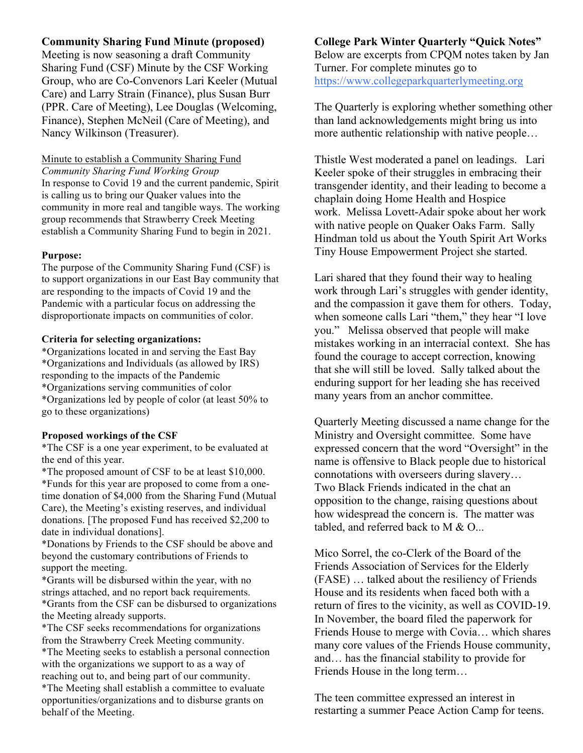## Community Sharing Fund Minute (proposed)

Meeting is now seasoning a draft Community Sharing Fund (CSF) Minute by the CSF Working Group, who are Co-Convenors Lari Keeler (Mutual Care) and Larry Strain (Finance), plus Susan Burr (PPR. Care of Meeting), Lee Douglas (Welcoming, Finance), Stephen McNeil (Care of Meeting), and Nancy Wilkinson (Treasurer).

Minute to establish a Community Sharing Fund

*Community Sharing Fund Working Group*

In response to Covid 19 and the current pandemic, Spirit is calling us to bring our Quaker values into the community in more real and tangible ways. The working group recommends that Strawberry Creek Meeting establish a Community Sharing Fund to begin in 2021.

**Purpose:**

The purpose of the Community Sharing Fund (CSF) is to support organizations in our East Bay community that are responding to the impacts of Covid 19 and the Pandemic with a particular focus on addressing the disproportionate impacts on communities of color.

**Criteria for selecting organizations:**

*Organizations located in and serving the East Bay
*Organizations and Individuals (as allowed by IRS) responding to the impacts of the Pandemic
*Organizations serving communities of color
*Organizations led by people of color (at least 50% to go to these organizations)

**Proposed workings of the CSF**

*The CSF is a one year experiment, to be evaluated at the end of this year.
*The proposed amount of CSF to be at least $10,000.
*Funds for this year are proposed to come from a one-time donation of $4,000 from the Sharing Fund (Mutual Care), the Meeting's existing reserves, and individual donations. [The proposed Fund has received $2,200 to date in individual donations].
*Donations by Friends to the CSF should be above and beyond the customary contributions of Friends to support the meeting.
*Grants will be disbursed within the year, with no strings attached, and no report back requirements.
*Grants from the CSF can be disbursed to organizations the Meeting already supports.
*The CSF seeks recommendations for organizations from the Strawberry Creek Meeting community.
*The Meeting seeks to establish a personal connection with the organizations we support to as a way of reaching out to, and being part of our community.
*The Meeting shall establish a committee to evaluate opportunities/organizations and to disburse grants on behalf of the Meeting.

## College Park Winter Quarterly "Quick Notes"

Below are excerpts from CPQM notes taken by Jan Turner. For complete minutes go to https://www.collegeparkquarterlymeeting.org

The Quarterly is exploring whether something other than land acknowledgements might bring us into more authentic relationship with native people…

Thistle West moderated a panel on leadings. Lari Keeler spoke of their struggles in embracing their transgender identity, and their leading to become a chaplain doing Home Health and Hospice work. Melissa Lovett-Adair spoke about her work with native people on Quaker Oaks Farm. Sally Hindman told us about the Youth Spirit Art Works Tiny House Empowerment Project she started.

Lari shared that they found their way to healing work through Lari's struggles with gender identity, and the compassion it gave them for others. Today, when someone calls Lari "them," they hear "I love you." Melissa observed that people will make mistakes working in an interracial context. She has found the courage to accept correction, knowing that she will still be loved. Sally talked about the enduring support for her leading she has received many years from an anchor committee.

Quarterly Meeting discussed a name change for the Ministry and Oversight committee. Some have expressed concern that the word "Oversight" in the name is offensive to Black people due to historical connotations with overseers during slavery… Two Black Friends indicated in the chat an opposition to the change, raising questions about how widespread the concern is. The matter was tabled, and referred back to M & O...

Mico Sorrel, the co-Clerk of the Board of the Friends Association of Services for the Elderly (FASE) … talked about the resiliency of Friends House and its residents when faced both with a return of fires to the vicinity, as well as COVID-19. In November, the board filed the paperwork for Friends House to merge with Covia… which shares many core values of the Friends House community, and… has the financial stability to provide for Friends House in the long term…

The teen committee expressed an interest in restarting a summer Peace Action Camp for teens.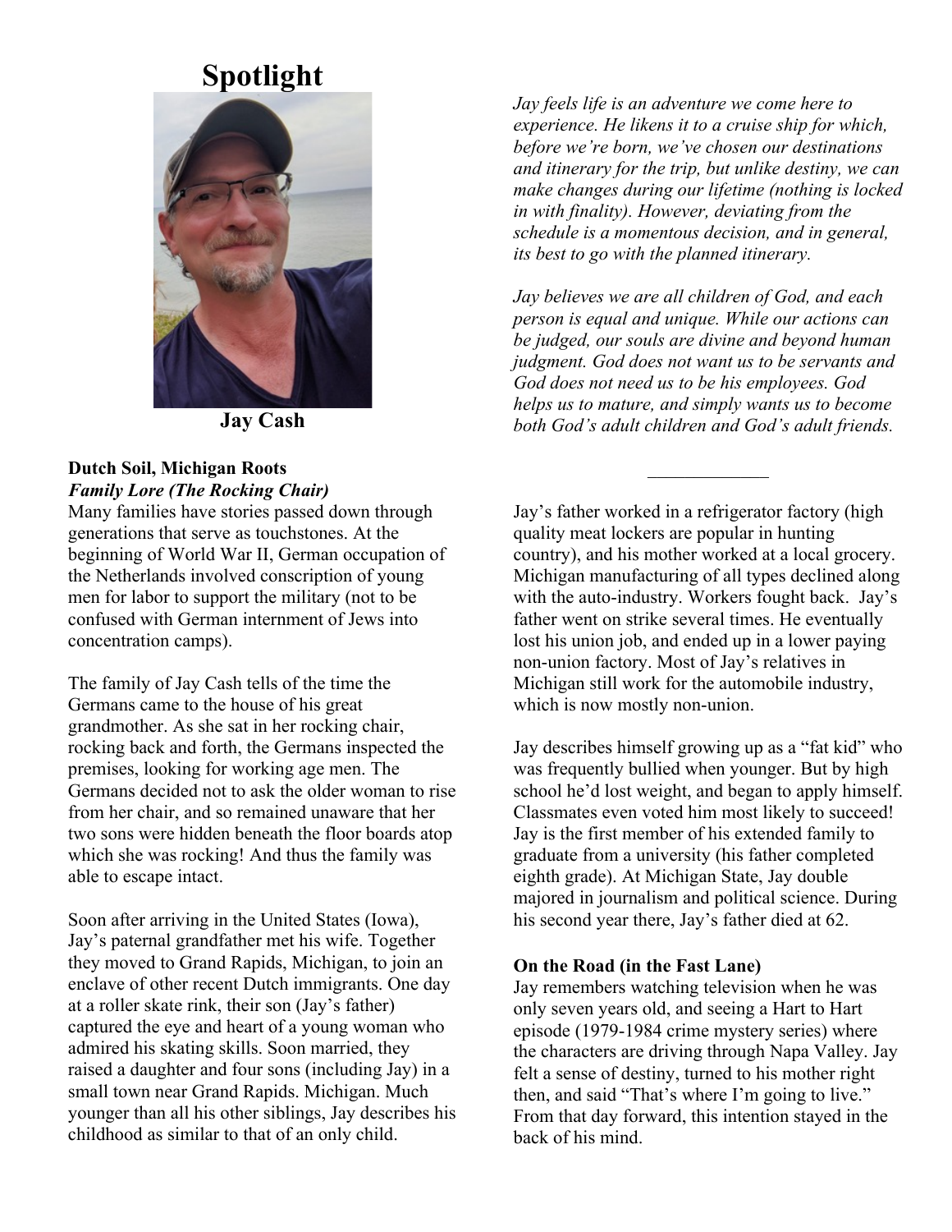# Spotlight

**Jay Cash**

## Dutch Soil, Michigan Roots

***Family Lore (The Rocking Chair)***

Many families have stories passed down through generations that serve as touchstones. At the beginning of World War II, German occupation of the Netherlands involved conscription of young men for labor to support the military (not to be confused with German internment of Jews into concentration camps).

The family of Jay Cash tells of the time the Germans came to the house of his great grandmother. As she sat in her rocking chair, rocking back and forth, the Germans inspected the premises, looking for working age men. The Germans decided not to ask the older woman to rise from her chair, and so remained unaware that her two sons were hidden beneath the floor boards atop which she was rocking! And thus the family was able to escape intact.

Soon after arriving in the United States (Iowa), Jay's paternal grandfather met his wife. Together they moved to Grand Rapids, Michigan, to join an enclave of other recent Dutch immigrants. One day at a roller skate rink, their son (Jay's father) captured the eye and heart of a young woman who admired his skating skills. Soon married, they raised a daughter and four sons (including Jay) in a small town near Grand Rapids. Michigan. Much younger than all his other siblings, Jay describes his childhood as similar to that of an only child.

*Jay feels life is an adventure we come here to experience. He likens it to a cruise ship for which, before we're born, we've chosen our destinations and itinerary for the trip, but unlike destiny, we can make changes during our lifetime (nothing is locked in with finality). However, deviating from the schedule is a momentous decision, and in general, its best to go with the planned itinerary.*

*Jay believes we are all children of God, and each person is equal and unique. While our actions can be judged, our souls are divine and beyond human judgment. God does not want us to be servants and God does not need us to be his employees. God helps us to mature, and simply wants us to become both God's adult children and God's adult friends.*

---

Jay's father worked in a refrigerator factory (high quality meat lockers are popular in hunting country), and his mother worked at a local grocery. Michigan manufacturing of all types declined along with the auto-industry. Workers fought back. Jay's father went on strike several times. He eventually lost his union job, and ended up in a lower paying non-union factory. Most of Jay's relatives in Michigan still work for the automobile industry, which is now mostly non-union.

Jay describes himself growing up as a "fat kid" who was frequently bullied when younger. But by high school he'd lost weight, and began to apply himself. Classmates even voted him most likely to succeed! Jay is the first member of his extended family to graduate from a university (his father completed eighth grade). At Michigan State, Jay double majored in journalism and political science. During his second year there, Jay's father died at 62.

## On the Road (in the Fast Lane)

Jay remembers watching television when he was only seven years old, and seeing a Hart to Hart episode (1979-1984 crime mystery series) where the characters are driving through Napa Valley. Jay felt a sense of destiny, turned to his mother right then, and said "That's where I'm going to live." From that day forward, this intention stayed in the back of his mind.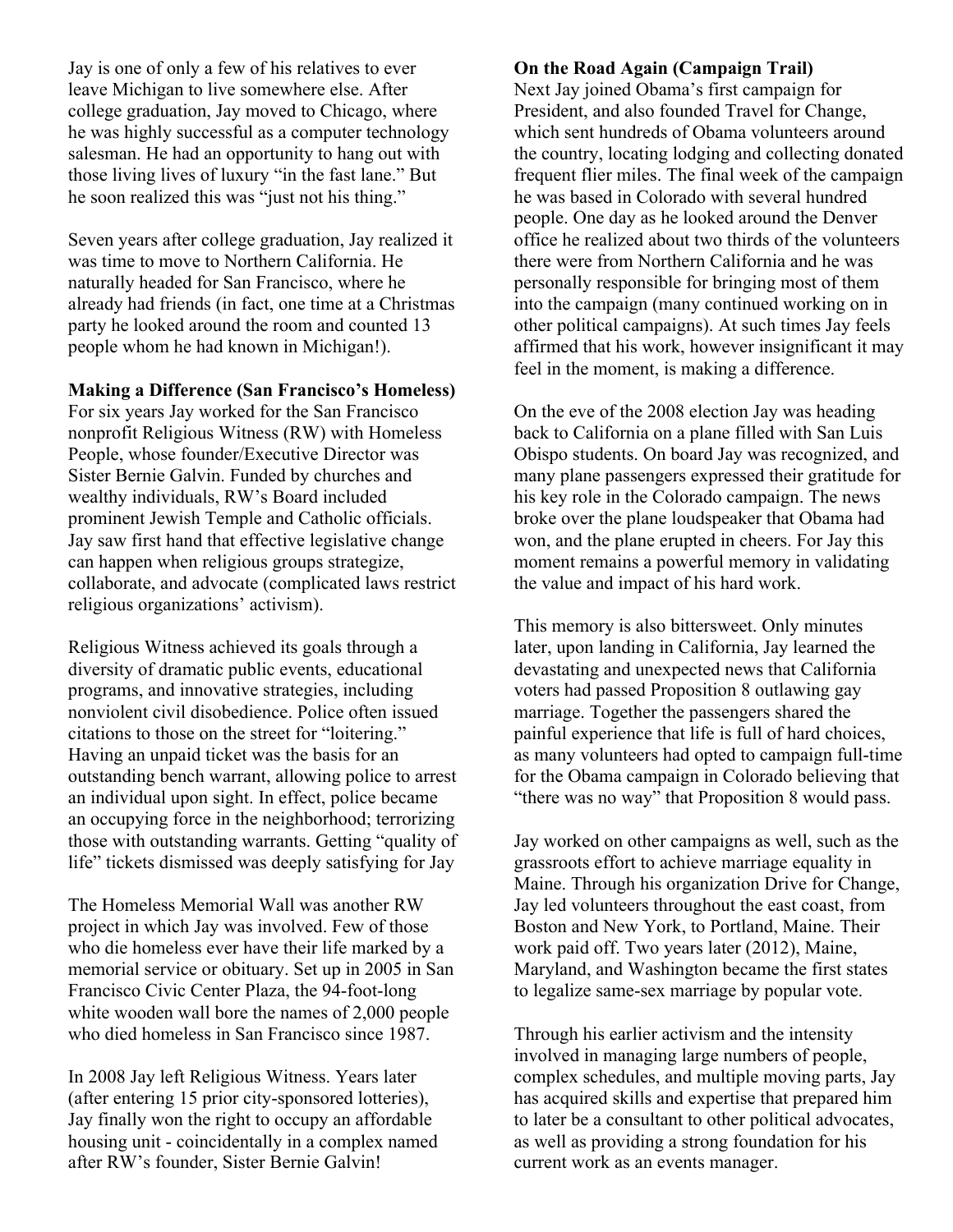Jay is one of only a few of his relatives to ever leave Michigan to live somewhere else. After college graduation, Jay moved to Chicago, where he was highly successful as a computer technology salesman. He had an opportunity to hang out with those living lives of luxury "in the fast lane." But he soon realized this was "just not his thing."

Seven years after college graduation, Jay realized it was time to move to Northern California. He naturally headed for San Francisco, where he already had friends (in fact, one time at a Christmas party he looked around the room and counted 13 people whom he had known in Michigan!).

**Making a Difference (San Francisco's Homeless)**

For six years Jay worked for the San Francisco nonprofit Religious Witness (RW) with Homeless People, whose founder/Executive Director was Sister Bernie Galvin. Funded by churches and wealthy individuals, RW's Board included prominent Jewish Temple and Catholic officials. Jay saw first hand that effective legislative change can happen when religious groups strategize, collaborate, and advocate (complicated laws restrict religious organizations' activism).

Religious Witness achieved its goals through a diversity of dramatic public events, educational programs, and innovative strategies, including nonviolent civil disobedience. Police often issued citations to those on the street for "loitering." Having an unpaid ticket was the basis for an outstanding bench warrant, allowing police to arrest an individual upon sight. In effect, police became an occupying force in the neighborhood; terrorizing those with outstanding warrants. Getting "quality of life" tickets dismissed was deeply satisfying for Jay

The Homeless Memorial Wall was another RW project in which Jay was involved. Few of those who die homeless ever have their life marked by a memorial service or obituary. Set up in 2005 in San Francisco Civic Center Plaza, the 94-foot-long white wooden wall bore the names of 2,000 people who died homeless in San Francisco since 1987.

In 2008 Jay left Religious Witness. Years later (after entering 15 prior city-sponsored lotteries), Jay finally won the right to occupy an affordable housing unit - coincidentally in a complex named after RW's founder, Sister Bernie Galvin!

**On the Road Again (Campaign Trail)**

Next Jay joined Obama's first campaign for President, and also founded Travel for Change, which sent hundreds of Obama volunteers around the country, locating lodging and collecting donated frequent flier miles. The final week of the campaign he was based in Colorado with several hundred people. One day as he looked around the Denver office he realized about two thirds of the volunteers there were from Northern California and he was personally responsible for bringing most of them into the campaign (many continued working on in other political campaigns). At such times Jay feels affirmed that his work, however insignificant it may feel in the moment, is making a difference.

On the eve of the 2008 election Jay was heading back to California on a plane filled with San Luis Obispo students. On board Jay was recognized, and many plane passengers expressed their gratitude for his key role in the Colorado campaign. The news broke over the plane loudspeaker that Obama had won, and the plane erupted in cheers. For Jay this moment remains a powerful memory in validating the value and impact of his hard work.

This memory is also bittersweet. Only minutes later, upon landing in California, Jay learned the devastating and unexpected news that California voters had passed Proposition 8 outlawing gay marriage. Together the passengers shared the painful experience that life is full of hard choices, as many volunteers had opted to campaign full-time for the Obama campaign in Colorado believing that "there was no way" that Proposition 8 would pass.

Jay worked on other campaigns as well, such as the grassroots effort to achieve marriage equality in Maine. Through his organization Drive for Change, Jay led volunteers throughout the east coast, from Boston and New York, to Portland, Maine. Their work paid off. Two years later (2012), Maine, Maryland, and Washington became the first states to legalize same-sex marriage by popular vote.

Through his earlier activism and the intensity involved in managing large numbers of people, complex schedules, and multiple moving parts, Jay has acquired skills and expertise that prepared him to later be a consultant to other political advocates, as well as providing a strong foundation for his current work as an events manager.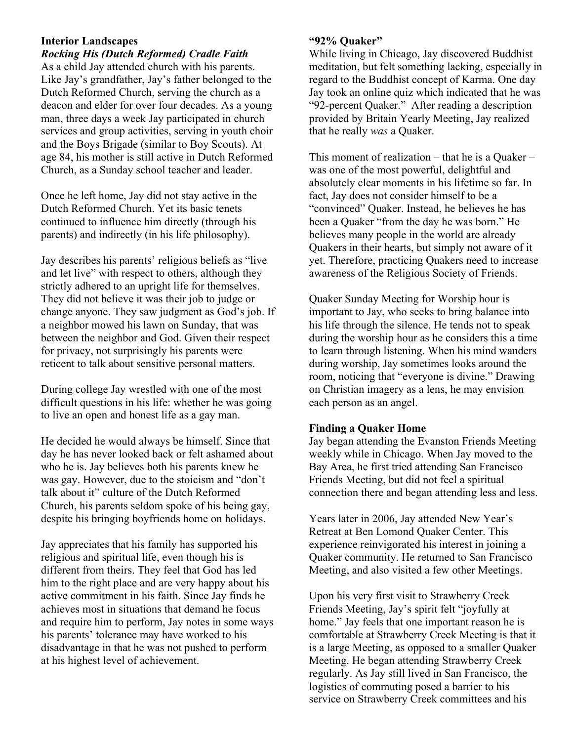## Interior Landscapes

### *Rocking His (Dutch Reformed) Cradle Faith*

As a child Jay attended church with his parents. Like Jay's grandfather, Jay's father belonged to the Dutch Reformed Church, serving the church as a deacon and elder for over four decades. As a young man, three days a week Jay participated in church services and group activities, serving in youth choir and the Boys Brigade (similar to Boy Scouts). At age 84, his mother is still active in Dutch Reformed Church, as a Sunday school teacher and leader.

Once he left home, Jay did not stay active in the Dutch Reformed Church. Yet its basic tenets continued to influence him directly (through his parents) and indirectly (in his life philosophy).

Jay describes his parents' religious beliefs as "live and let live" with respect to others, although they strictly adhered to an upright life for themselves. They did not believe it was their job to judge or change anyone. They saw judgment as God's job. If a neighbor mowed his lawn on Sunday, that was between the neighbor and God. Given their respect for privacy, not surprisingly his parents were reticent to talk about sensitive personal matters.

During college Jay wrestled with one of the most difficult questions in his life: whether he was going to live an open and honest life as a gay man.

He decided he would always be himself. Since that day he has never looked back or felt ashamed about who he is. Jay believes both his parents knew he was gay. However, due to the stoicism and "don't talk about it" culture of the Dutch Reformed Church, his parents seldom spoke of his being gay, despite his bringing boyfriends home on holidays.

Jay appreciates that his family has supported his religious and spiritual life, even though his is different from theirs. They feel that God has led him to the right place and are very happy about his active commitment in his faith. Since Jay finds he achieves most in situations that demand he focus and require him to perform, Jay notes in some ways his parents' tolerance may have worked to his disadvantage in that he was not pushed to perform at his highest level of achievement.

### "92% Quaker"

While living in Chicago, Jay discovered Buddhist meditation, but felt something lacking, especially in regard to the Buddhist concept of Karma. One day Jay took an online quiz which indicated that he was "92-percent Quaker." After reading a description provided by Britain Yearly Meeting, Jay realized that he really *was* a Quaker.

This moment of realization – that he is a Quaker – was one of the most powerful, delightful and absolutely clear moments in his lifetime so far. In fact, Jay does not consider himself to be a "convinced" Quaker. Instead, he believes he has been a Quaker "from the day he was born." He believes many people in the world are already Quakers in their hearts, but simply not aware of it yet. Therefore, practicing Quakers need to increase awareness of the Religious Society of Friends.

Quaker Sunday Meeting for Worship hour is important to Jay, who seeks to bring balance into his life through the silence. He tends not to speak during the worship hour as he considers this a time to learn through listening. When his mind wanders during worship, Jay sometimes looks around the room, noticing that "everyone is divine." Drawing on Christian imagery as a lens, he may envision each person as an angel.

### Finding a Quaker Home

Jay began attending the Evanston Friends Meeting weekly while in Chicago. When Jay moved to the Bay Area, he first tried attending San Francisco Friends Meeting, but did not feel a spiritual connection there and began attending less and less.

Years later in 2006, Jay attended New Year's Retreat at Ben Lomond Quaker Center. This experience reinvigorated his interest in joining a Quaker community. He returned to San Francisco Meeting, and also visited a few other Meetings.

Upon his very first visit to Strawberry Creek Friends Meeting, Jay's spirit felt "joyfully at home." Jay feels that one important reason he is comfortable at Strawberry Creek Meeting is that it is a large Meeting, as opposed to a smaller Quaker Meeting. He began attending Strawberry Creek regularly. As Jay still lived in San Francisco, the logistics of commuting posed a barrier to his service on Strawberry Creek committees and his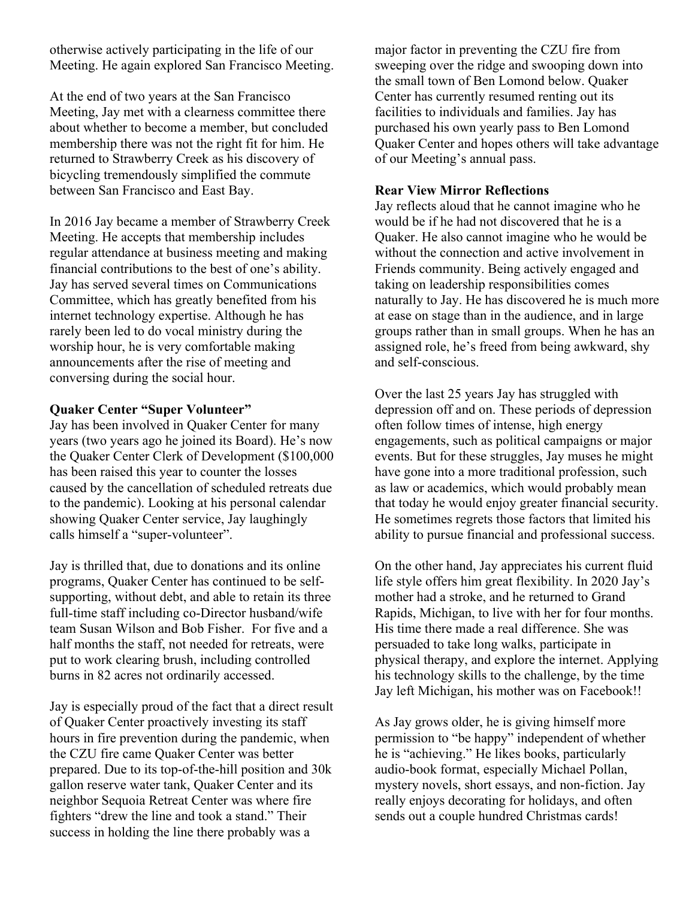otherwise actively participating in the life of our Meeting. He again explored San Francisco Meeting.

At the end of two years at the San Francisco Meeting, Jay met with a clearness committee there about whether to become a member, but concluded membership there was not the right fit for him. He returned to Strawberry Creek as his discovery of bicycling tremendously simplified the commute between San Francisco and East Bay.

In 2016 Jay became a member of Strawberry Creek Meeting. He accepts that membership includes regular attendance at business meeting and making financial contributions to the best of one's ability. Jay has served several times on Communications Committee, which has greatly benefited from his internet technology expertise. Although he has rarely been led to do vocal ministry during the worship hour, he is very comfortable making announcements after the rise of meeting and conversing during the social hour.

**Quaker Center "Super Volunteer"**

Jay has been involved in Quaker Center for many years (two years ago he joined its Board). He's now the Quaker Center Clerk of Development ($100,000 has been raised this year to counter the losses caused by the cancellation of scheduled retreats due to the pandemic). Looking at his personal calendar showing Quaker Center service, Jay laughingly calls himself a "super-volunteer".

Jay is thrilled that, due to donations and its online programs, Quaker Center has continued to be self-supporting, without debt, and able to retain its three full-time staff including co-Director husband/wife team Susan Wilson and Bob Fisher. For five and a half months the staff, not needed for retreats, were put to work clearing brush, including controlled burns in 82 acres not ordinarily accessed.

Jay is especially proud of the fact that a direct result of Quaker Center proactively investing its staff hours in fire prevention during the pandemic, when the CZU fire came Quaker Center was better prepared. Due to its top-of-the-hill position and 30k gallon reserve water tank, Quaker Center and its neighbor Sequoia Retreat Center was where fire fighters "drew the line and took a stand." Their success in holding the line there probably was a major factor in preventing the CZU fire from sweeping over the ridge and swooping down into the small town of Ben Lomond below. Quaker Center has currently resumed renting out its facilities to individuals and families. Jay has purchased his own yearly pass to Ben Lomond Quaker Center and hopes others will take advantage of our Meeting's annual pass.

**Rear View Mirror Reflections**

Jay reflects aloud that he cannot imagine who he would be if he had not discovered that he is a Quaker. He also cannot imagine who he would be without the connection and active involvement in Friends community. Being actively engaged and taking on leadership responsibilities comes naturally to Jay. He has discovered he is much more at ease on stage than in the audience, and in large groups rather than in small groups. When he has an assigned role, he's freed from being awkward, shy and self-conscious.

Over the last 25 years Jay has struggled with depression off and on. These periods of depression often follow times of intense, high energy engagements, such as political campaigns or major events. But for these struggles, Jay muses he might have gone into a more traditional profession, such as law or academics, which would probably mean that today he would enjoy greater financial security. He sometimes regrets those factors that limited his ability to pursue financial and professional success.

On the other hand, Jay appreciates his current fluid life style offers him great flexibility. In 2020 Jay's mother had a stroke, and he returned to Grand Rapids, Michigan, to live with her for four months. His time there made a real difference. She was persuaded to take long walks, participate in physical therapy, and explore the internet. Applying his technology skills to the challenge, by the time Jay left Michigan, his mother was on Facebook!!

As Jay grows older, he is giving himself more permission to "be happy" independent of whether he is "achieving." He likes books, particularly audio-book format, especially Michael Pollan, mystery novels, short essays, and non-fiction. Jay really enjoys decorating for holidays, and often sends out a couple hundred Christmas cards!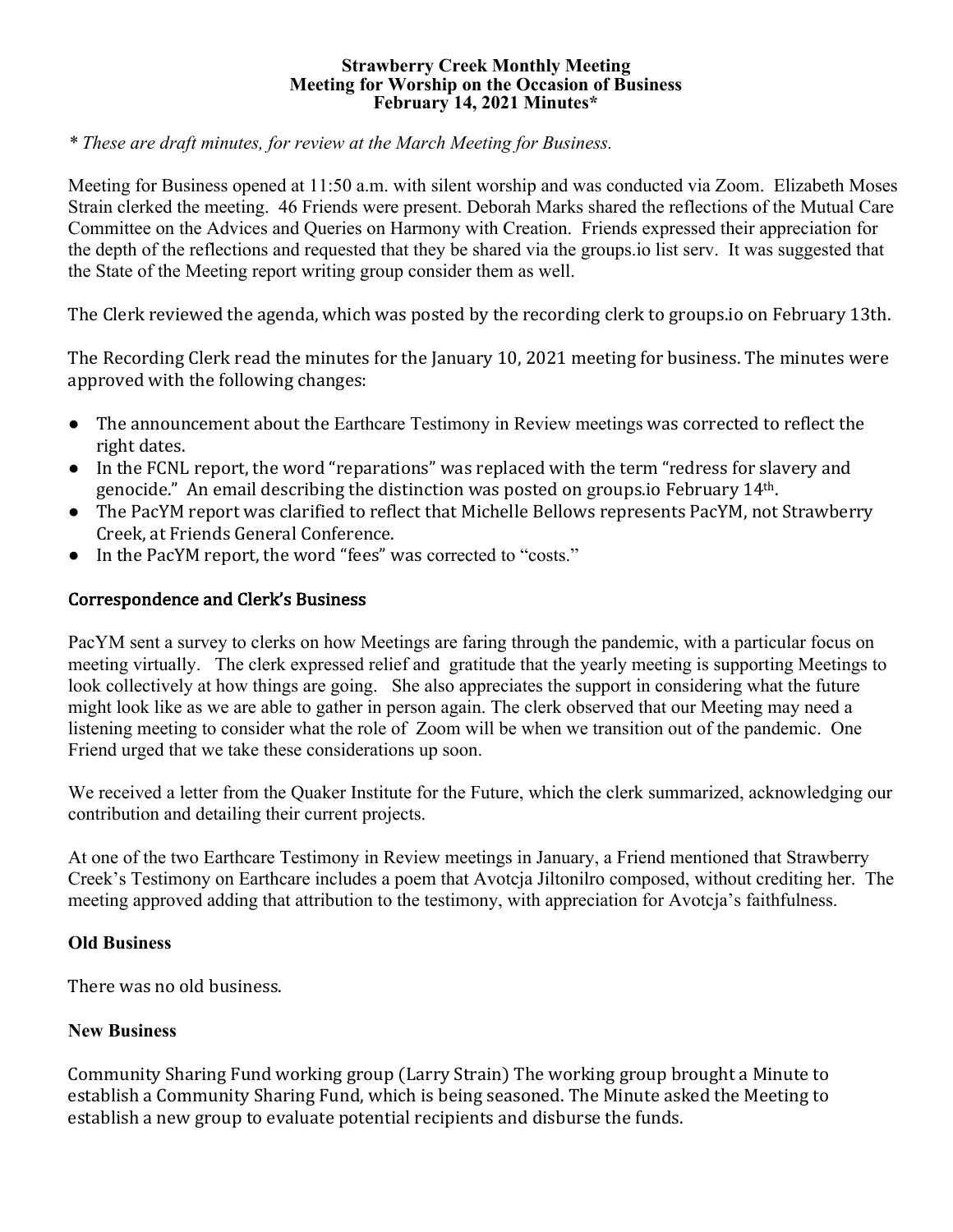**Strawberry Creek Monthly Meeting**
**Meeting for Worship on the Occasion of Business**
**February 14, 2021 Minutes***

*\* These are draft minutes, for review at the March Meeting for Business.*

Meeting for Business opened at 11:50 a.m. with silent worship and was conducted via Zoom. Elizabeth Moses Strain clerked the meeting. 46 Friends were present. Deborah Marks shared the reflections of the Mutual Care Committee on the Advices and Queries on Harmony with Creation. Friends expressed their appreciation for the depth of the reflections and requested that they be shared via the groups.io list serv. It was suggested that the State of the Meeting report writing group consider them as well.

The Clerk reviewed the agenda, which was posted by the recording clerk to groups.io on February 13th.

The Recording Clerk read the minutes for the January 10, 2021 meeting for business. The minutes were approved with the following changes:

- The announcement about the Earthcare Testimony in Review meetings was corrected to reflect the right dates.
- In the FCNL report, the word "reparations" was replaced with the term "redress for slavery and genocide." An email describing the distinction was posted on groups.io February 14th.
- The PacYM report was clarified to reflect that Michelle Bellows represents PacYM, not Strawberry Creek, at Friends General Conference.
- In the PacYM report, the word "fees" was corrected to "costs."

## Correspondence and Clerk's Business

PacYM sent a survey to clerks on how Meetings are faring through the pandemic, with a particular focus on meeting virtually. The clerk expressed relief and gratitude that the yearly meeting is supporting Meetings to look collectively at how things are going. She also appreciates the support in considering what the future might look like as we are able to gather in person again. The clerk observed that our Meeting may need a listening meeting to consider what the role of Zoom will be when we transition out of the pandemic. One Friend urged that we take these considerations up soon.

We received a letter from the Quaker Institute for the Future, which the clerk summarized, acknowledging our contribution and detailing their current projects.

At one of the two Earthcare Testimony in Review meetings in January, a Friend mentioned that Strawberry Creek's Testimony on Earthcare includes a poem that Avotcja Jiltonilro composed, without crediting her. The meeting approved adding that attribution to the testimony, with appreciation for Avotcja's faithfulness.

## Old Business

There was no old business.

## New Business

Community Sharing Fund working group (Larry Strain) The working group brought a Minute to establish a Community Sharing Fund, which is being seasoned. The Minute asked the Meeting to establish a new group to evaluate potential recipients and disburse the funds.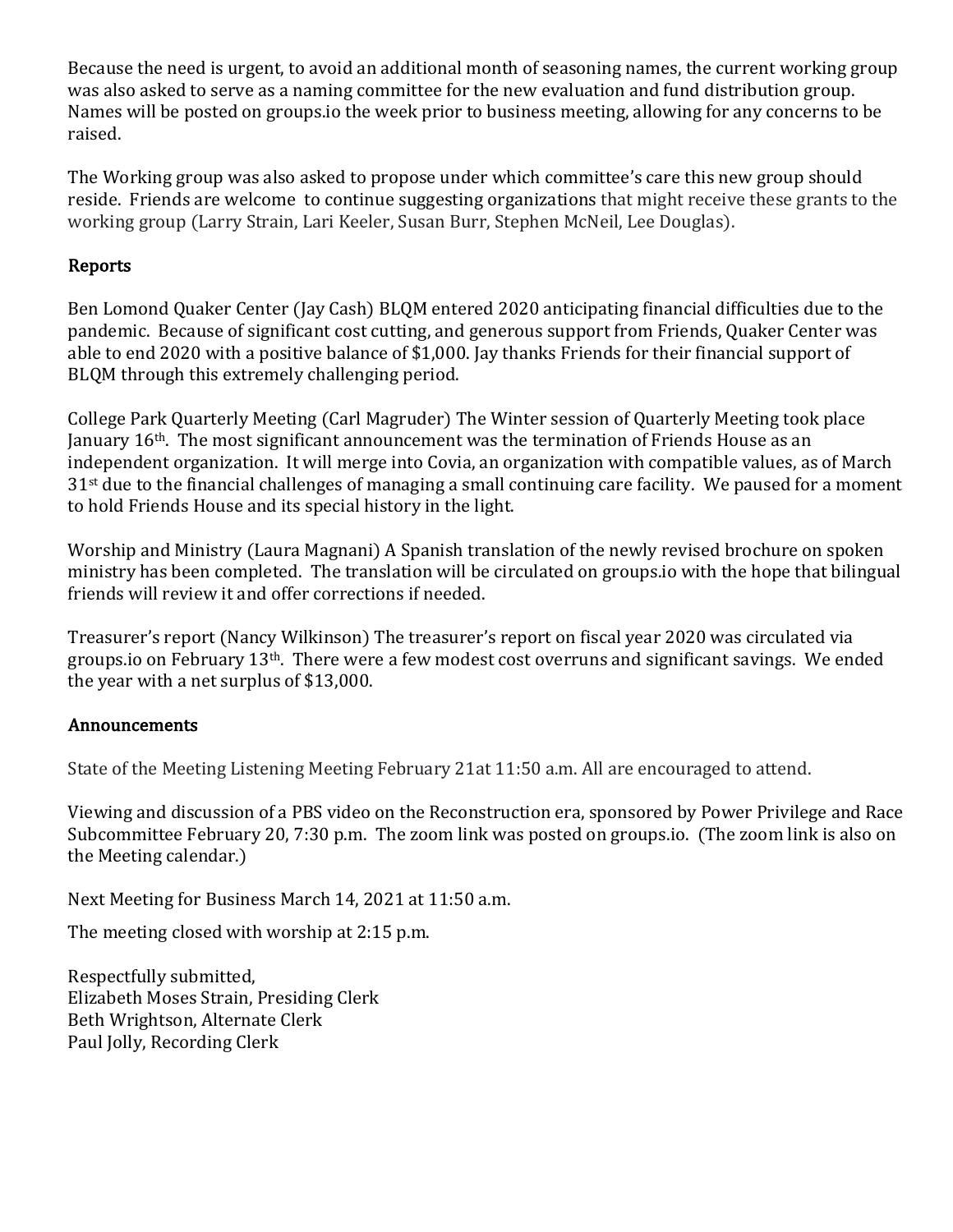Because the need is urgent, to avoid an additional month of seasoning names, the current working group was also asked to serve as a naming committee for the new evaluation and fund distribution group. Names will be posted on groups.io the week prior to business meeting, allowing for any concerns to be raised.

The Working group was also asked to propose under which committee's care this new group should reside. Friends are welcome to continue suggesting organizations that might receive these grants to the working group (Larry Strain, Lari Keeler, Susan Burr, Stephen McNeil, Lee Douglas).

## Reports

Ben Lomond Quaker Center (Jay Cash) BLQM entered 2020 anticipating financial difficulties due to the pandemic. Because of significant cost cutting, and generous support from Friends, Quaker Center was able to end 2020 with a positive balance of $1,000. Jay thanks Friends for their financial support of BLQM through this extremely challenging period.

College Park Quarterly Meeting (Carl Magruder) The Winter session of Quarterly Meeting took place January 16th. The most significant announcement was the termination of Friends House as an independent organization. It will merge into Covia, an organization with compatible values, as of March 31st due to the financial challenges of managing a small continuing care facility. We paused for a moment to hold Friends House and its special history in the light.

Worship and Ministry (Laura Magnani) A Spanish translation of the newly revised brochure on spoken ministry has been completed. The translation will be circulated on groups.io with the hope that bilingual friends will review it and offer corrections if needed.

Treasurer's report (Nancy Wilkinson) The treasurer's report on fiscal year 2020 was circulated via groups.io on February 13th. There were a few modest cost overruns and significant savings. We ended the year with a net surplus of $13,000.

## Announcements

State of the Meeting Listening Meeting February 21at 11:50 a.m. All are encouraged to attend.

Viewing and discussion of a PBS video on the Reconstruction era, sponsored by Power Privilege and Race Subcommittee February 20, 7:30 p.m. The zoom link was posted on groups.io. (The zoom link is also on the Meeting calendar.)

Next Meeting for Business March 14, 2021 at 11:50 a.m.

The meeting closed with worship at 2:15 p.m.

Respectfully submitted,
Elizabeth Moses Strain, Presiding Clerk
Beth Wrightson, Alternate Clerk
Paul Jolly, Recording Clerk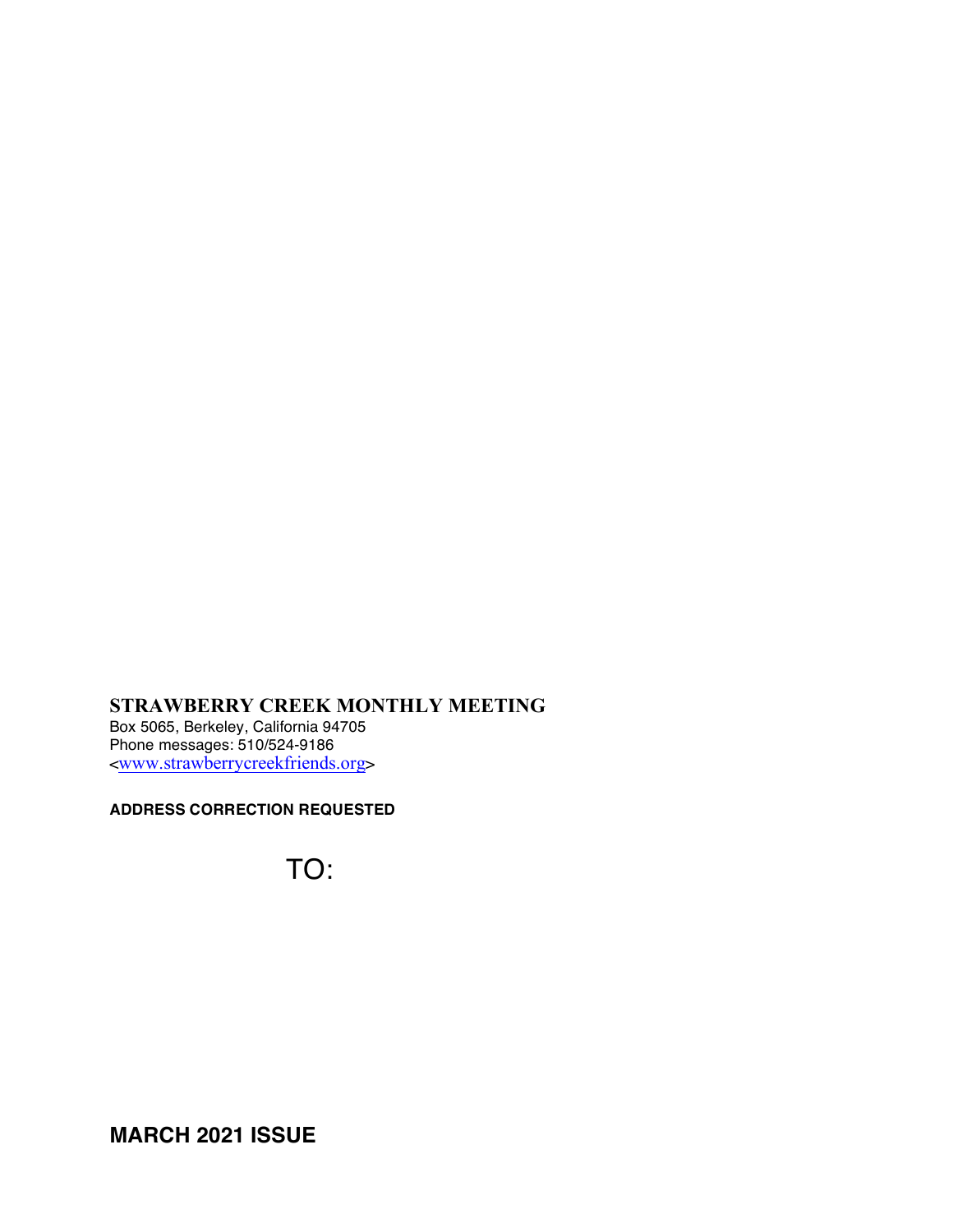**STRAWBERRY CREEK MONTHLY MEETING**
Box 5065, Berkeley, California 94705
Phone messages: 510/524-9186
<www.strawberrycreekfriends.org>

**ADDRESS CORRECTION REQUESTED**

TO:

**MARCH 2021 ISSUE**